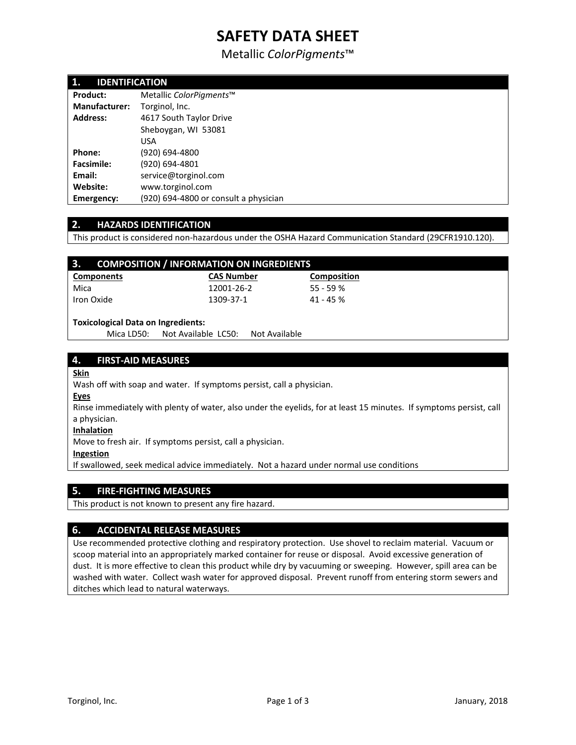# SAFETY DATA SHEET

Metallic *ColorPigments*™

## 1. IDENTIFICATION

| | |
|---|---|
| **Product:** | Metallic *ColorPigments*™ |
| **Manufacturer:** | Torginol, Inc. |
| **Address:** | 4617 South Taylor Drive<br>Sheboygan, WI 53081<br>USA |
| **Phone:** | (920) 694-4800 |
| **Facsimile:** | (920) 694-4801 |
| **Email:** | service@torginol.com |
| **Website:** | www.torginol.com |
| **Emergency:** | (920) 694-4800 or consult a physician |

## 2. HAZARDS IDENTIFICATION

This product is considered non-hazardous under the OSHA Hazard Communication Standard (29CFR1910.120).

## 3. COMPOSITION / INFORMATION ON INGREDIENTS

| Components | CAS Number | Composition |
|---|---|---|
| Mica | 12001-26-2 | 55 - 59 % |
| Iron Oxide | 1309-37-1 | 41 - 45 % |

**Toxicological Data on Ingredients:**

Mica LD50: Not Available LC50: Not Available

## 4. FIRST-AID MEASURES

**Skin**

Wash off with soap and water. If symptoms persist, call a physician.

**Eyes**

Rinse immediately with plenty of water, also under the eyelids, for at least 15 minutes. If symptoms persist, call a physician.

**Inhalation**

Move to fresh air. If symptoms persist, call a physician.

**Ingestion**

If swallowed, seek medical advice immediately. Not a hazard under normal use conditions

## 5. FIRE-FIGHTING MEASURES

This product is not known to present any fire hazard.

## 6. ACCIDENTAL RELEASE MEASURES

Use recommended protective clothing and respiratory protection. Use shovel to reclaim material. Vacuum or scoop material into an appropriately marked container for reuse or disposal. Avoid excessive generation of dust. It is more effective to clean this product while dry by vacuuming or sweeping. However, spill area can be washed with water. Collect wash water for approved disposal. Prevent runoff from entering storm sewers and ditches which lead to natural waterways.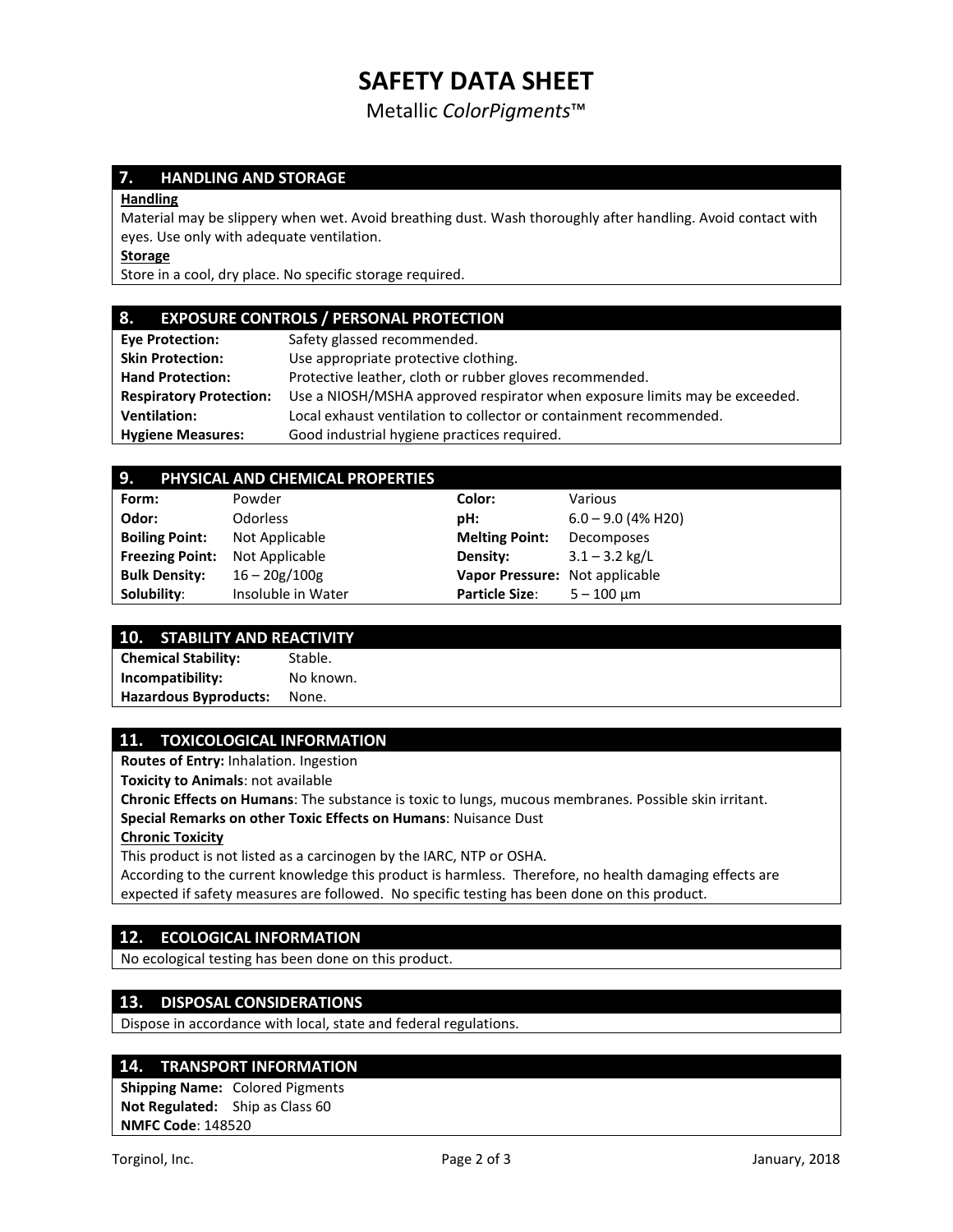# SAFETY DATA SHEET

Metallic *ColorPigments*™

## 7. HANDLING AND STORAGE

**Handling**

Material may be slippery when wet. Avoid breathing dust. Wash thoroughly after handling. Avoid contact with eyes. Use only with adequate ventilation.

**Storage**

Store in a cool, dry place. No specific storage required.

## 8. EXPOSURE CONTROLS / PERSONAL PROTECTION

| | |
|---|---|
| **Eye Protection:** | Safety glassed recommended. |
| **Skin Protection:** | Use appropriate protective clothing. |
| **Hand Protection:** | Protective leather, cloth or rubber gloves recommended. |
| **Respiratory Protection:** | Use a NIOSH/MSHA approved respirator when exposure limits may be exceeded. |
| **Ventilation:** | Local exhaust ventilation to collector or containment recommended. |
| **Hygiene Measures:** | Good industrial hygiene practices required. |

## 9. PHYSICAL AND CHEMICAL PROPERTIES

| | | | |
|---|---|---|---|
| **Form:** | Powder | **Color:** | Various |
| **Odor:** | Odorless | **pH:** | 6.0 – 9.0 (4% H20) |
| **Boiling Point:** | Not Applicable | **Melting Point:** | Decomposes |
| **Freezing Point:** | Not Applicable | **Density:** | 3.1 – 3.2 kg/L |
| **Bulk Density:** | 16 – 20g/100g | **Vapor Pressure:** | Not applicable |
| **Solubility:** | Insoluble in Water | **Particle Size:** | 5 – 100 µm |

## 10. STABILITY AND REACTIVITY

| | |
|---|---|
| **Chemical Stability:** | Stable. |
| **Incompatibility:** | No known. |
| **Hazardous Byproducts:** | None. |

## 11. TOXICOLOGICAL INFORMATION

**Routes of Entry:** Inhalation. Ingestion

**Toxicity to Animals**: not available

**Chronic Effects on Humans**: The substance is toxic to lungs, mucous membranes. Possible skin irritant.

**Special Remarks on other Toxic Effects on Humans**: Nuisance Dust

**Chronic Toxicity**

This product is not listed as a carcinogen by the IARC, NTP or OSHA.

According to the current knowledge this product is harmless. Therefore, no health damaging effects are expected if safety measures are followed. No specific testing has been done on this product.

## 12. ECOLOGICAL INFORMATION

No ecological testing has been done on this product.

## 13. DISPOSAL CONSIDERATIONS

Dispose in accordance with local, state and federal regulations.

## 14. TRANSPORT INFORMATION

**Shipping Name:** Colored Pigments

**Not Regulated:** Ship as Class 60

**NMFC Code**: 148520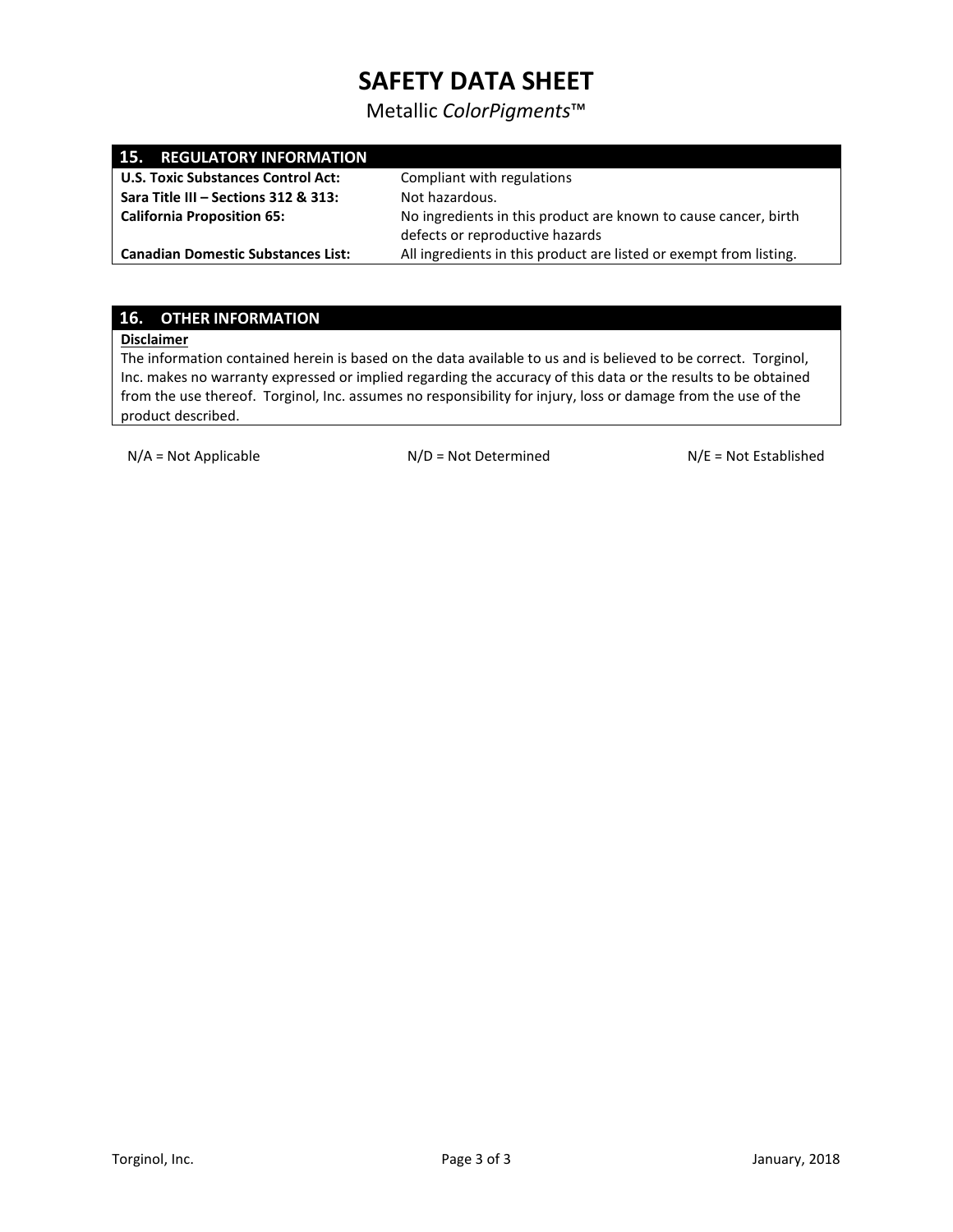# SAFETY DATA SHEET

Metallic *ColorPigments*™

## 15. REGULATORY INFORMATION

| | |
|---|---|
| **U.S. Toxic Substances Control Act:** | Compliant with regulations |
| **Sara Title III – Sections 312 & 313:** | Not hazardous. |
| **California Proposition 65:** | No ingredients in this product are known to cause cancer, birth defects or reproductive hazards |
| **Canadian Domestic Substances List:** | All ingredients in this product are listed or exempt from listing. |

## 16. OTHER INFORMATION

**Disclaimer**

The information contained herein is based on the data available to us and is believed to be correct. Torginol, Inc. makes no warranty expressed or implied regarding the accuracy of this data or the results to be obtained from the use thereof. Torginol, Inc. assumes no responsibility for injury, loss or damage from the use of the product described.

N/A = Not Applicable N/D = Not Determined N/E = Not Established